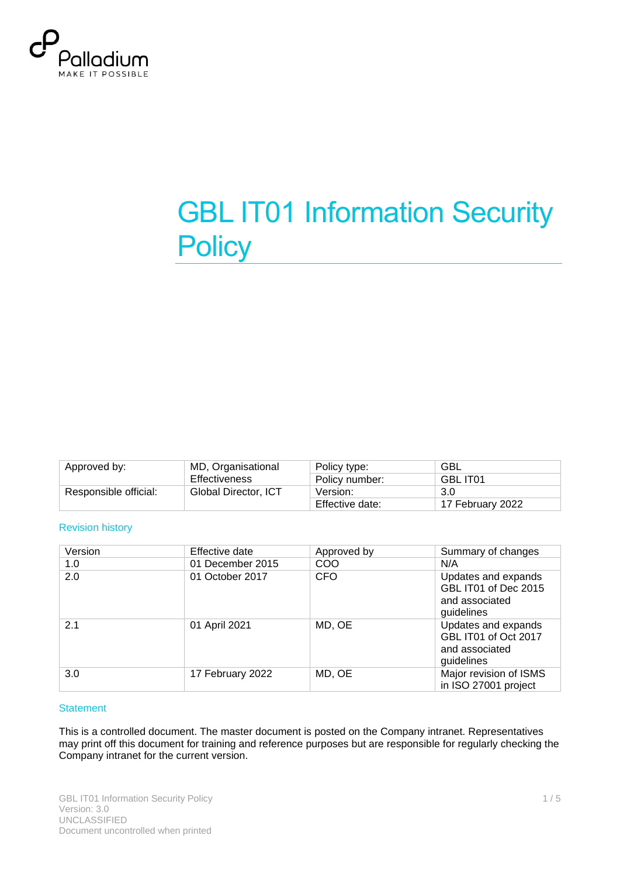Palladium
MAKE IT POSSIBLE

# GBL IT01 Information Security Policy

| Approved by: | MD, Organisational Effectiveness | Policy type: | GBL |
|---|---|---|---|
| | | Policy number: | GBL IT01 |
| Responsible official: | Global Director, ICT | Version: | 3.0 |
| | | Effective date: | 17 February 2022 |

## Revision history

| Version | Effective date | Approved by | Summary of changes |
|---|---|---|---|
| 1.0 | 01 December 2015 | COO | N/A |
| 2.0 | 01 October 2017 | CFO | Updates and expands GBL IT01 of Dec 2015 and associated guidelines |
| 2.1 | 01 April 2021 | MD, OE | Updates and expands GBL IT01 of Oct 2017 and associated guidelines |
| 3.0 | 17 February 2022 | MD, OE | Major revision of ISMS in ISO 27001 project |

## Statement

This is a controlled document. The master document is posted on the Company intranet. Representatives may print off this document for training and reference purposes but are responsible for regularly checking the Company intranet for the current version.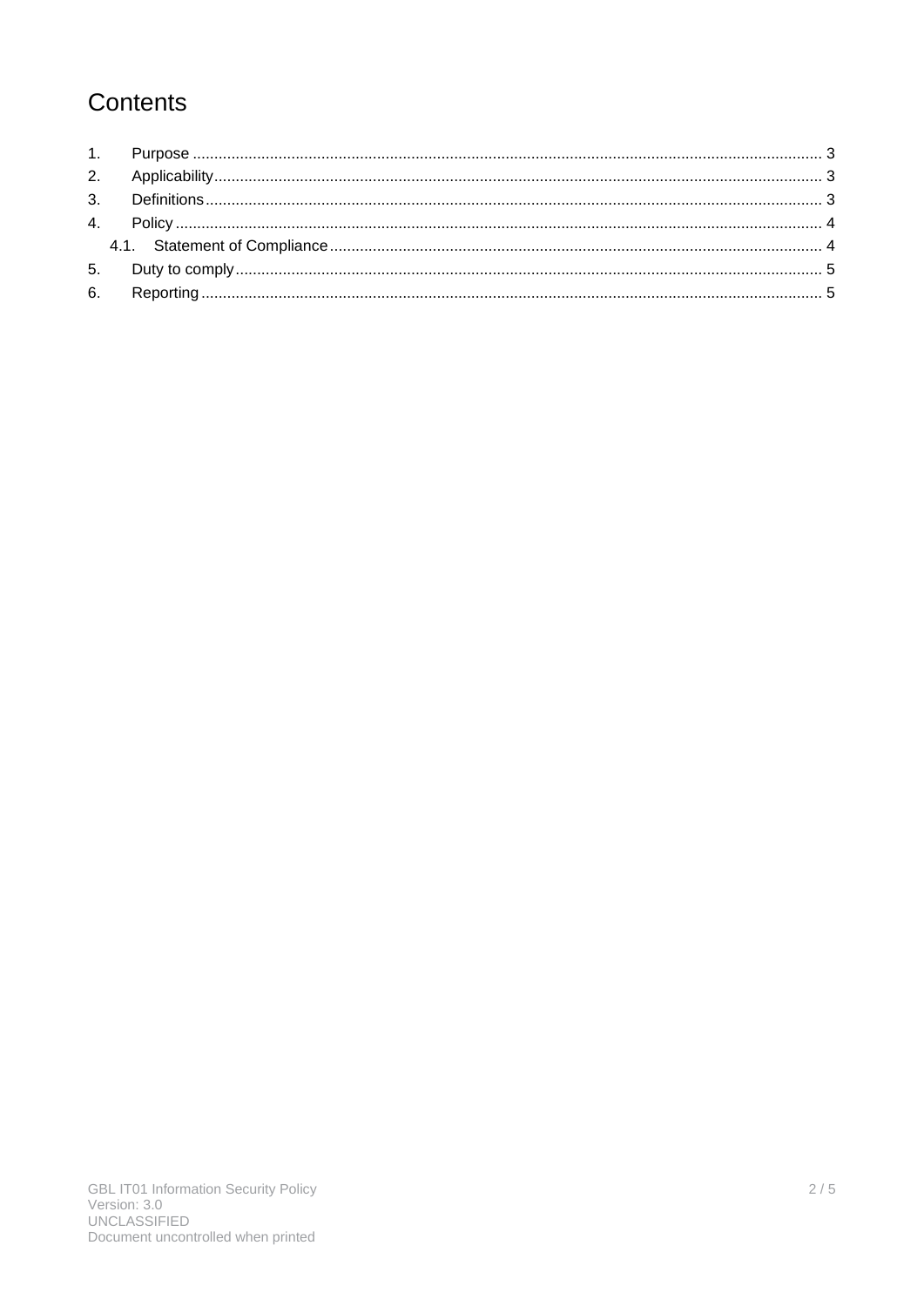# Contents

1. Purpose ........................................................................ 3
2. Applicability ................................................................. 3
3. Definitions ................................................................... 3
4. Policy .......................................................................... 4
   - 4.1. Statement of Compliance ............................................. 4
5. Duty to comply ............................................................... 5
6. Reporting ...................................................................... 5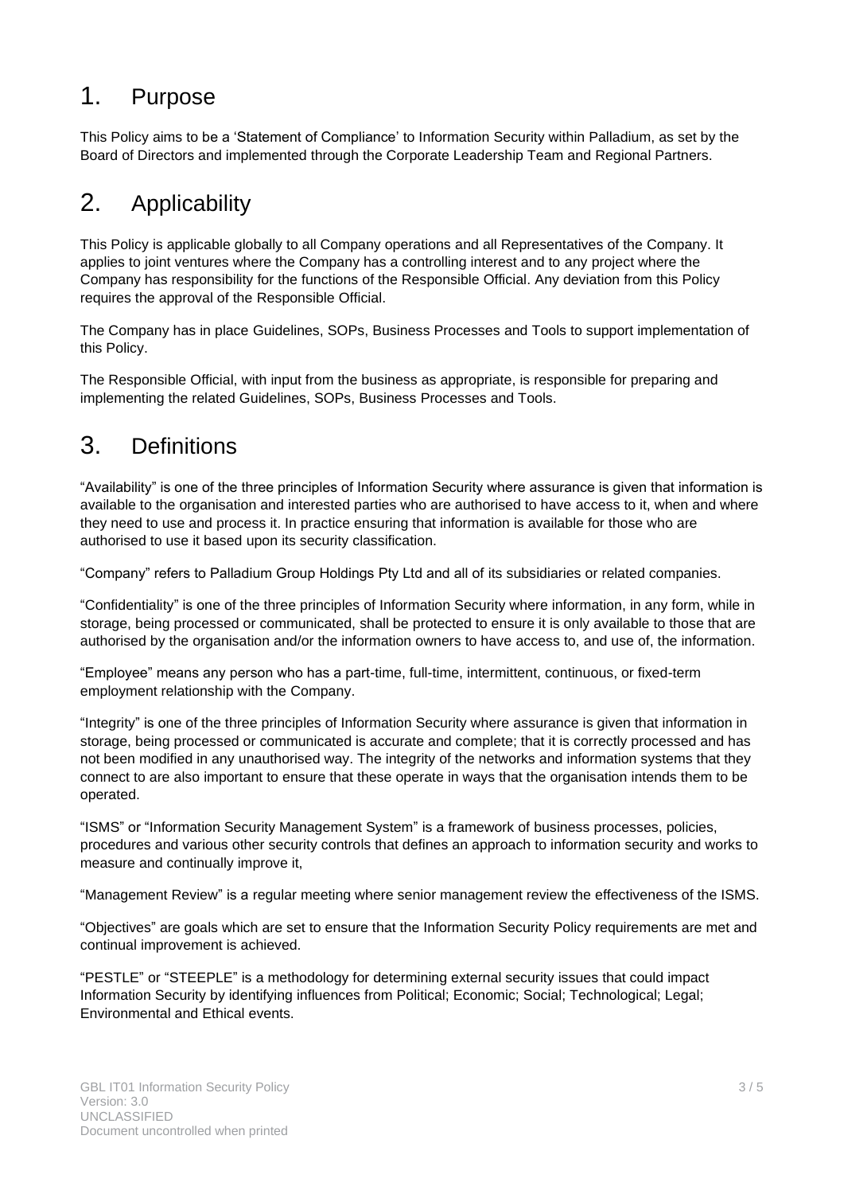# 1. Purpose

This Policy aims to be a 'Statement of Compliance' to Information Security within Palladium, as set by the Board of Directors and implemented through the Corporate Leadership Team and Regional Partners.

# 2. Applicability

This Policy is applicable globally to all Company operations and all Representatives of the Company. It applies to joint ventures where the Company has a controlling interest and to any project where the Company has responsibility for the functions of the Responsible Official. Any deviation from this Policy requires the approval of the Responsible Official.

The Company has in place Guidelines, SOPs, Business Processes and Tools to support implementation of this Policy.

The Responsible Official, with input from the business as appropriate, is responsible for preparing and implementing the related Guidelines, SOPs, Business Processes and Tools.

# 3. Definitions

"Availability" is one of the three principles of Information Security where assurance is given that information is available to the organisation and interested parties who are authorised to have access to it, when and where they need to use and process it. In practice ensuring that information is available for those who are authorised to use it based upon its security classification.

"Company" refers to Palladium Group Holdings Pty Ltd and all of its subsidiaries or related companies.

"Confidentiality" is one of the three principles of Information Security where information, in any form, while in storage, being processed or communicated, shall be protected to ensure it is only available to those that are authorised by the organisation and/or the information owners to have access to, and use of, the information.

"Employee" means any person who has a part-time, full-time, intermittent, continuous, or fixed-term employment relationship with the Company.

"Integrity" is one of the three principles of Information Security where assurance is given that information in storage, being processed or communicated is accurate and complete; that it is correctly processed and has not been modified in any unauthorised way. The integrity of the networks and information systems that they connect to are also important to ensure that these operate in ways that the organisation intends them to be operated.

"ISMS" or "Information Security Management System" is a framework of business processes, policies, procedures and various other security controls that defines an approach to information security and works to measure and continually improve it,

"Management Review" is a regular meeting where senior management review the effectiveness of the ISMS.

"Objectives" are goals which are set to ensure that the Information Security Policy requirements are met and continual improvement is achieved.

"PESTLE" or "STEEPLE" is a methodology for determining external security issues that could impact Information Security by identifying influences from Political; Economic; Social; Technological; Legal; Environmental and Ethical events.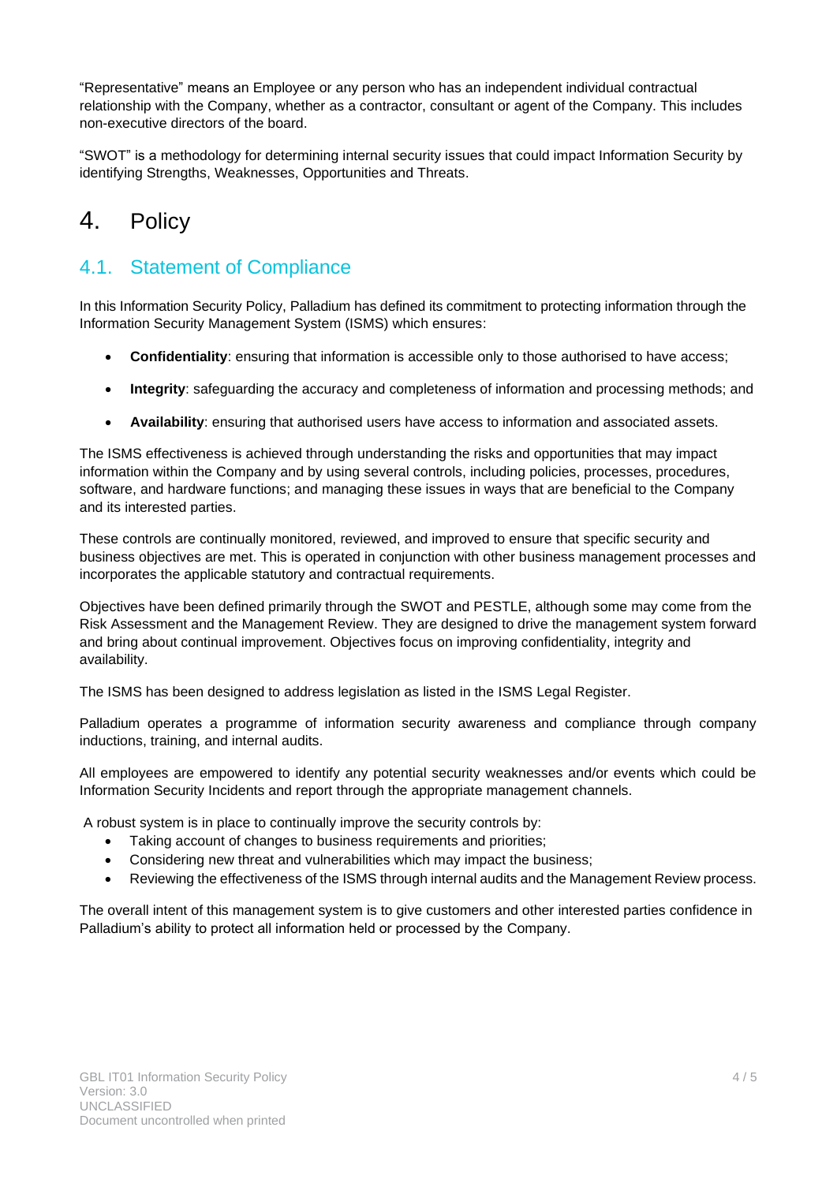"Representative" means an Employee or any person who has an independent individual contractual relationship with the Company, whether as a contractor, consultant or agent of the Company. This includes non-executive directors of the board.

"SWOT" is a methodology for determining internal security issues that could impact Information Security by identifying Strengths, Weaknesses, Opportunities and Threats.

# 4. Policy

## 4.1. Statement of Compliance

In this Information Security Policy, Palladium has defined its commitment to protecting information through the Information Security Management System (ISMS) which ensures:

- **Confidentiality**: ensuring that information is accessible only to those authorised to have access;
- **Integrity**: safeguarding the accuracy and completeness of information and processing methods; and
- **Availability**: ensuring that authorised users have access to information and associated assets.

The ISMS effectiveness is achieved through understanding the risks and opportunities that may impact information within the Company and by using several controls, including policies, processes, procedures, software, and hardware functions; and managing these issues in ways that are beneficial to the Company and its interested parties.

These controls are continually monitored, reviewed, and improved to ensure that specific security and business objectives are met. This is operated in conjunction with other business management processes and incorporates the applicable statutory and contractual requirements.

Objectives have been defined primarily through the SWOT and PESTLE, although some may come from the Risk Assessment and the Management Review. They are designed to drive the management system forward and bring about continual improvement. Objectives focus on improving confidentiality, integrity and availability.

The ISMS has been designed to address legislation as listed in the ISMS Legal Register.

Palladium operates a programme of information security awareness and compliance through company inductions, training, and internal audits.

All employees are empowered to identify any potential security weaknesses and/or events which could be Information Security Incidents and report through the appropriate management channels.

A robust system is in place to continually improve the security controls by:

- Taking account of changes to business requirements and priorities;
- Considering new threat and vulnerabilities which may impact the business;
- Reviewing the effectiveness of the ISMS through internal audits and the Management Review process.

The overall intent of this management system is to give customers and other interested parties confidence in Palladium's ability to protect all information held or processed by the Company.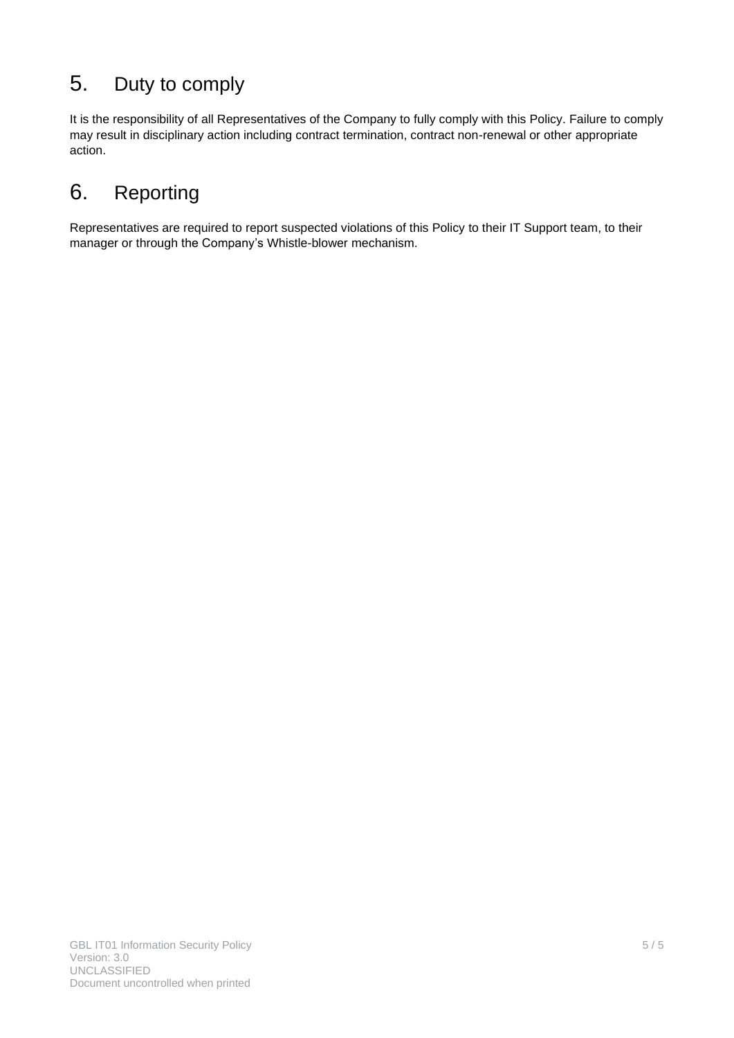## 5. Duty to comply

It is the responsibility of all Representatives of the Company to fully comply with this Policy. Failure to comply may result in disciplinary action including contract termination, contract non-renewal or other appropriate action.

## 6. Reporting

Representatives are required to report suspected violations of this Policy to their IT Support team, to their manager or through the Company's Whistle-blower mechanism.